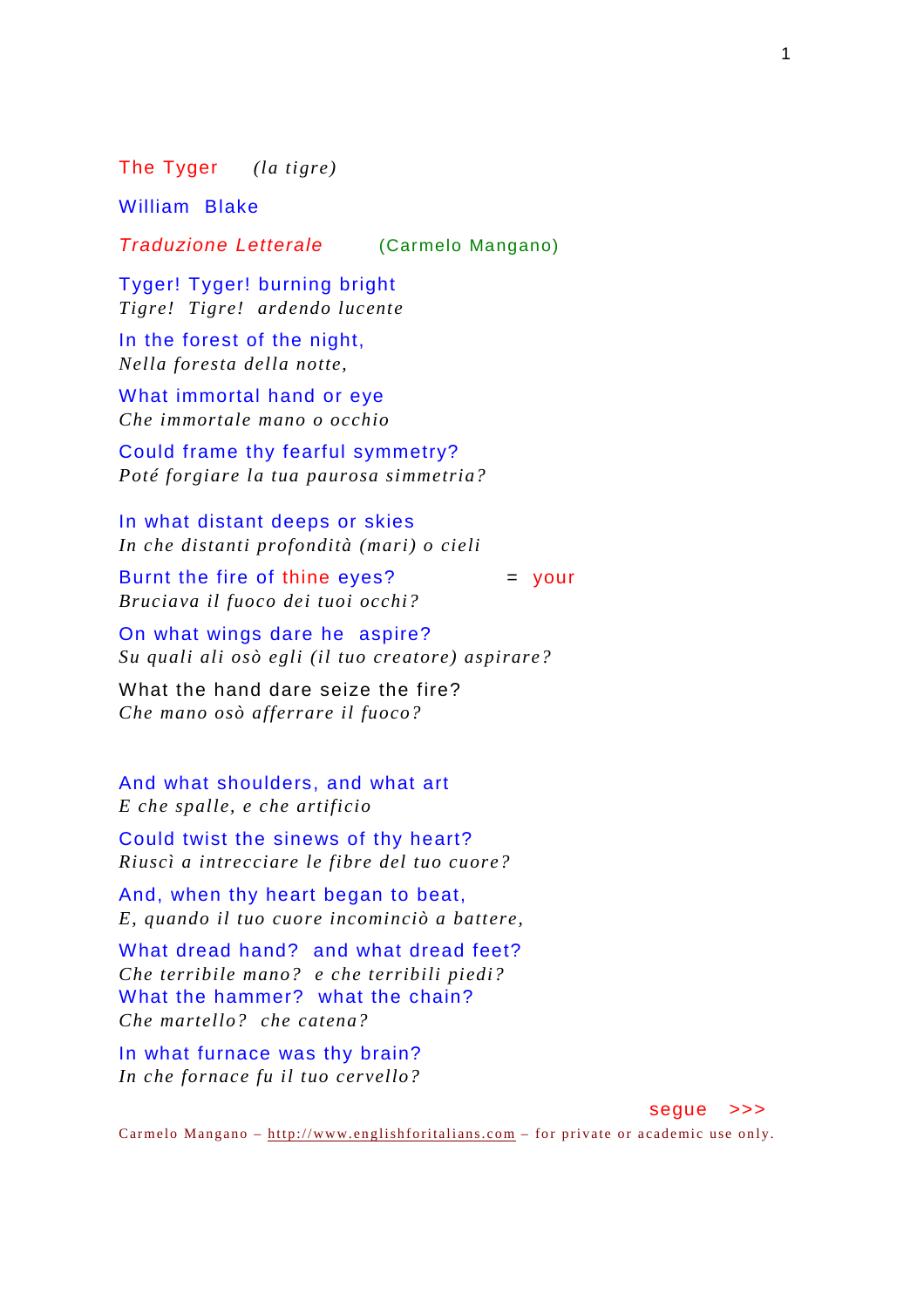# The Tyger *(la tigre)*

## William Blake

*Traduzione Letterale* (Carmelo Mangano)

Tyger! Tyger! burning bright
*Tigre! Tigre! ardendo lucente*

In the forest of the night,
*Nella foresta della notte,*

What immortal hand or eye
*Che immortale mano o occhio*

Could frame thy fearful symmetry?
*Poté forgiare la tua paurosa simmetria?*

In what distant deeps or skies
*In che distanti profondità (mari) o cieli*

Burnt the fire of thine eyes? = your
*Bruciava il fuoco dei tuoi occhi?*

On what wings dare he aspire?
*Su quali ali osò egli (il tuo creatore) aspirare?*

What the hand dare seize the fire?
*Che mano osò afferrare il fuoco?*

And what shoulders, and what art
*E che spalle, e che artificio*

Could twist the sinews of thy heart?
*Riuscì a intrecciare le fibre del tuo cuore?*

And, when thy heart began to beat,
*E, quando il tuo cuore incominciò a battere,*

What dread hand? and what dread feet?
*Che terribile mano? e che terribili piedi?*
What the hammer? what the chain?
*Che martello? che catena?*

In what furnace was thy brain?
*In che fornace fu il tuo cervello?*

segue >>>

Carmelo Mangano – http://www.englishforitalians.com – for private or academic use only.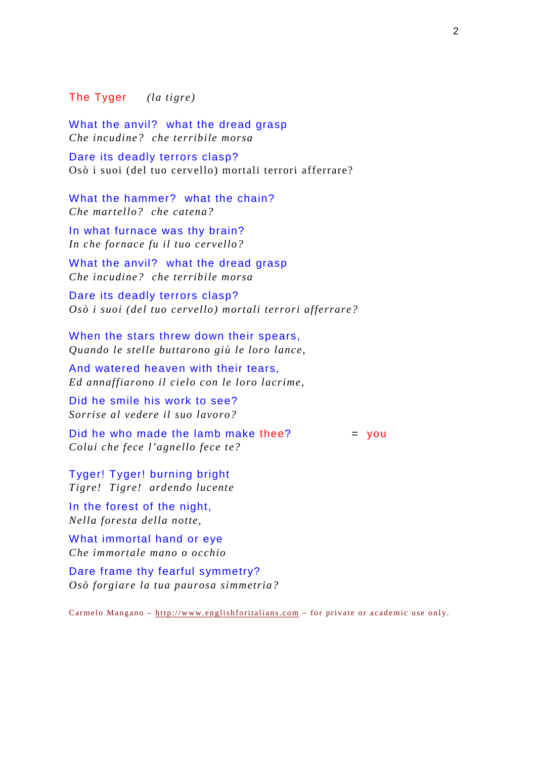## The Tyger *(la tigre)*

What the anvil? what the dread grasp
*Che incudine? che terribile morsa*

Dare its deadly terrors clasp?
Osò i suoi (del tuo cervello) mortali terrori afferrare?

What the hammer? what the chain?
*Che martello? che catena?*

In what furnace was thy brain?
*In che fornace fu il tuo cervello?*

What the anvil? what the dread grasp
*Che incudine? che terribile morsa*

Dare its deadly terrors clasp?
*Osò i suoi (del tuo cervello) mortali terrori afferrare?*

When the stars threw down their spears,
*Quando le stelle buttarono giù le loro lance,*

And watered heaven with their tears,
*Ed annaffiarono il cielo con le loro lacrime,*

Did he smile his work to see?
*Sorrise al vedere il suo lavoro?*

Did he who made the lamb make thee? = you
*Colui che fece l'agnello fece te?*

Tyger! Tyger! burning bright
*Tigre! Tigre! ardendo lucente*

In the forest of the night,
*Nella foresta della notte,*

What immortal hand or eye
*Che immortale mano o occhio*

Dare frame thy fearful symmetry?
*Osò forgiare la tua paurosa simmetria?*

Carmelo Mangano – http://www.englishforitalians.com – for private or academic use only.